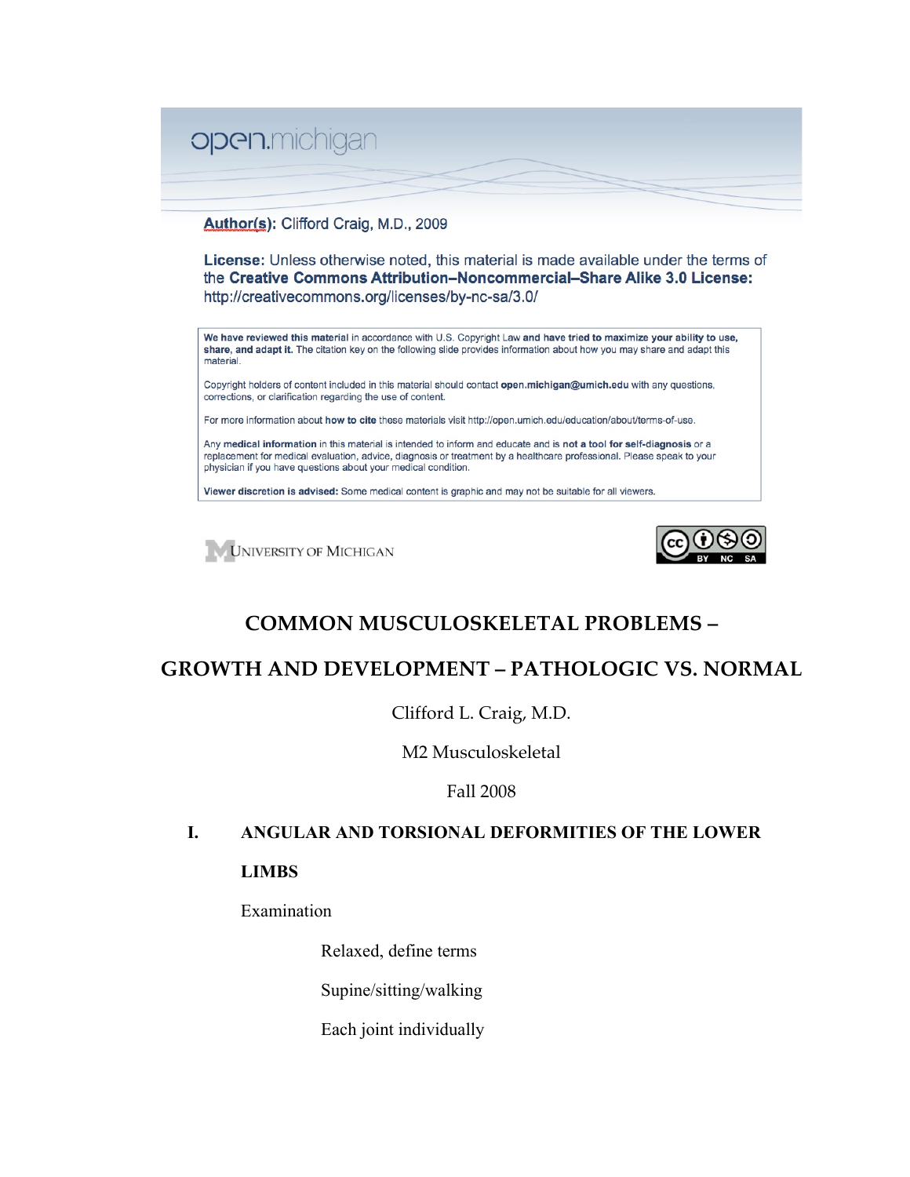open.michigan

**Author(s):** Clifford Craig, M.D., 2009

**License:** Unless otherwise noted, this material is made available under the terms of the **Creative Commons Attribution–Noncommercial–Share Alike 3.0 License:** http://creativecommons.org/licenses/by-nc-sa/3.0/

**We have reviewed this material** in accordance with U.S. Copyright Law **and have tried to maximize your ability to use, share, and adapt it.** The citation key on the following slide provides information about how you may share and adapt this material.

Copyright holders of content included in this material should contact **open.michigan@umich.edu** with any questions, corrections, or clarification regarding the use of content.

For more information about **how to cite** these materials visit http://open.umich.edu/education/about/terms-of-use.

Any **medical information** in this material is intended to inform and educate and is **not a tool for self-diagnosis** or a replacement for medical evaluation, advice, diagnosis or treatment by a healthcare professional. Please speak to your physician if you have questions about your medical condition.

**Viewer discretion is advised:** Some medical content is graphic and may not be suitable for all viewers.

University of Michigan

# COMMON MUSCULOSKELETAL PROBLEMS – GROWTH AND DEVELOPMENT – PATHOLOGIC VS. NORMAL

Clifford L. Craig, M.D.

M2 Musculoskeletal

Fall 2008

## I. ANGULAR AND TORSIONAL DEFORMITIES OF THE LOWER LIMBS

Examination

- Relaxed, define terms
- Supine/sitting/walking
- Each joint individually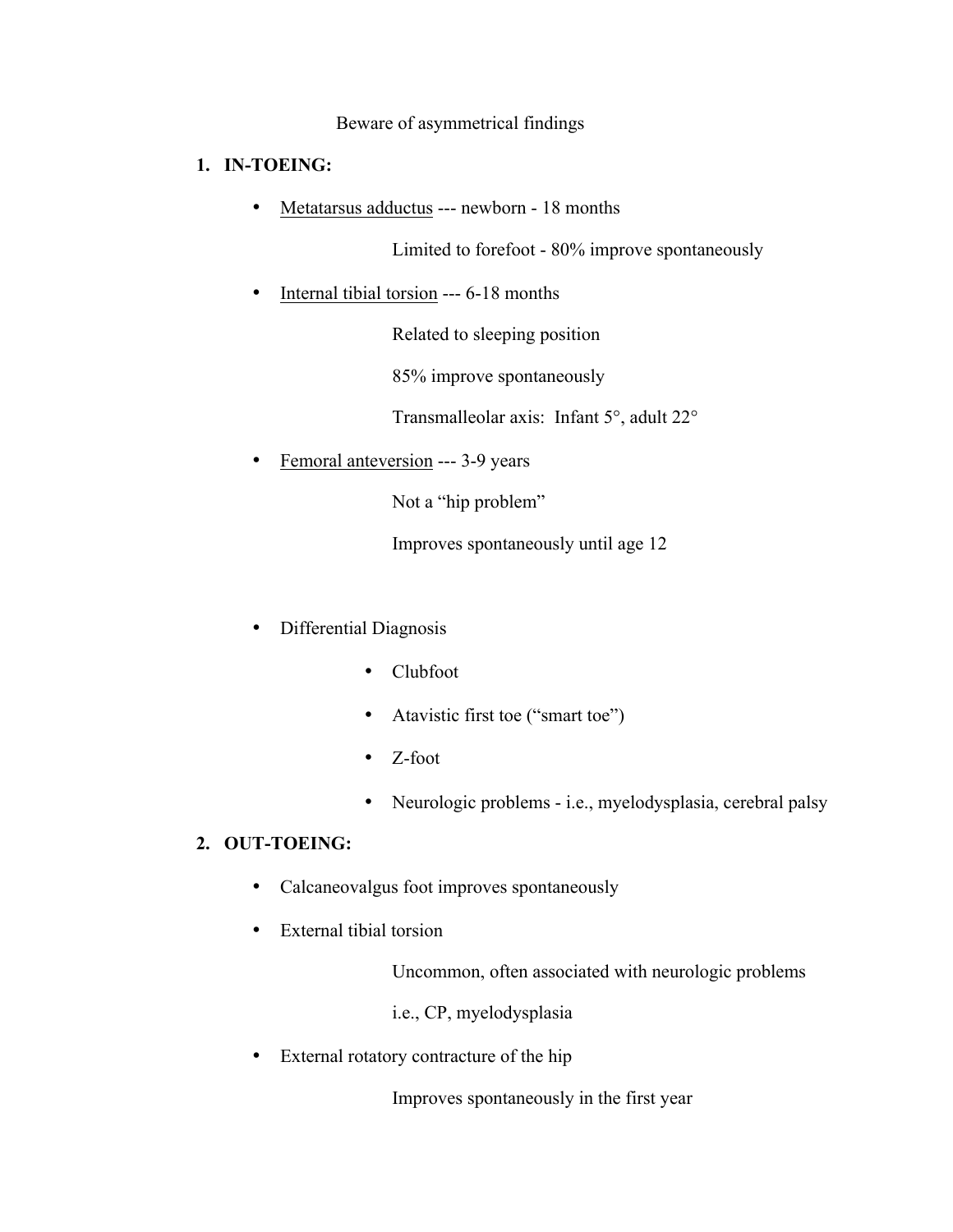Beware of asymmetrical findings

1. **IN-TOEING:**

   - Metatarsus adductus --- newborn - 18 months

     Limited to forefoot - 80% improve spontaneously

   - Internal tibial torsion --- 6-18 months

     Related to sleeping position

     85% improve spontaneously

     Transmalleolar axis: Infant 5°, adult 22°

   - Femoral anteversion --- 3-9 years

     Not a "hip problem"

     Improves spontaneously until age 12

   - Differential Diagnosis

     - Clubfoot
     - Atavistic first toe ("smart toe")
     - Z-foot
     - Neurologic problems - i.e., myelodysplasia, cerebral palsy

2. **OUT-TOEING:**

   - Calcaneovalgus foot improves spontaneously

   - External tibial torsion

     Uncommon, often associated with neurologic problems

     i.e., CP, myelodysplasia

   - External rotatory contracture of the hip

     Improves spontaneously in the first year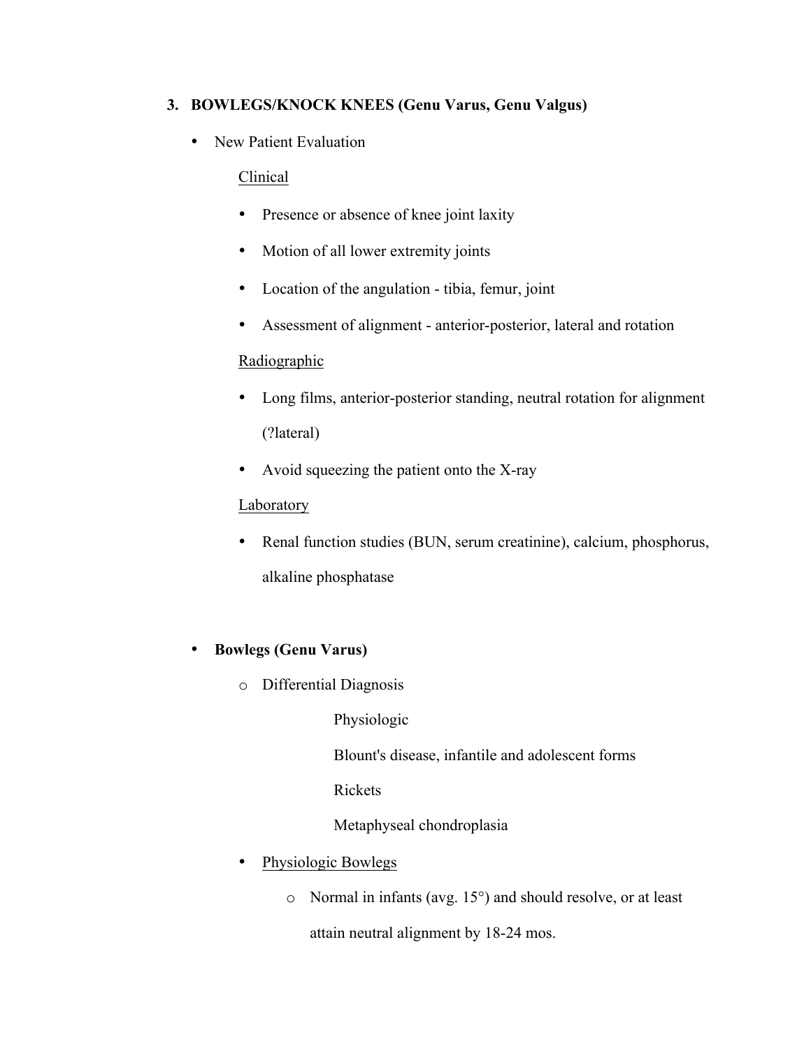## 3. BOWLEGS/KNOCK KNEES (Genu Varus, Genu Valgus)

- New Patient Evaluation

  Clinical

  - Presence or absence of knee joint laxity
  - Motion of all lower extremity joints
  - Location of the angulation - tibia, femur, joint
  - Assessment of alignment - anterior-posterior, lateral and rotation

  Radiographic

  - Long films, anterior-posterior standing, neutral rotation for alignment (?lateral)
  - Avoid squeezing the patient onto the X-ray

  Laboratory

  - Renal function studies (BUN, serum creatinine), calcium, phosphorus, alkaline phosphatase

- **Bowlegs (Genu Varus)**
  - Differential Diagnosis

    Physiologic

    Blount's disease, infantile and adolescent forms

    Rickets

    Metaphyseal chondroplasia

  - Physiologic Bowlegs
    - Normal in infants (avg. 15°) and should resolve, or at least attain neutral alignment by 18-24 mos.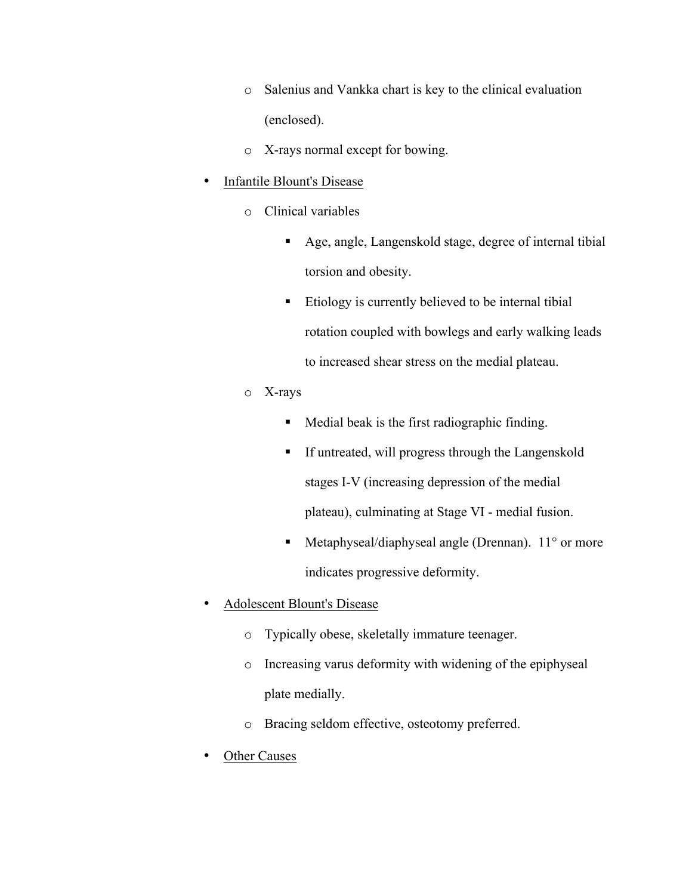- Salenius and Vankka chart is key to the clinical evaluation (enclosed).
  - X-rays normal except for bowing.
- <u>Infantile Blount's Disease</u>
  - Clinical variables
    - Age, angle, Langenskold stage, degree of internal tibial torsion and obesity.
    - Etiology is currently believed to be internal tibial rotation coupled with bowlegs and early walking leads to increased shear stress on the medial plateau.
  - X-rays
    - Medial beak is the first radiographic finding.
    - If untreated, will progress through the Langenskold stages I-V (increasing depression of the medial plateau), culminating at Stage VI - medial fusion.
    - Metaphyseal/diaphyseal angle (Drennan). 11° or more indicates progressive deformity.
- <u>Adolescent Blount's Disease</u>
  - Typically obese, skeletally immature teenager.
  - Increasing varus deformity with widening of the epiphyseal plate medially.
  - Bracing seldom effective, osteotomy preferred.
- <u>Other Causes</u>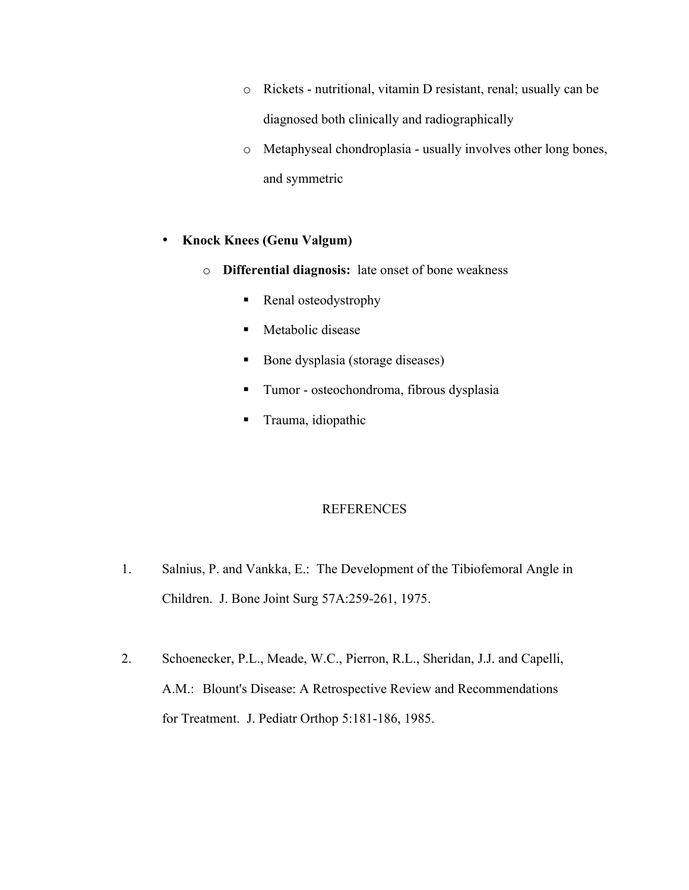- Rickets - nutritional, vitamin D resistant, renal; usually can be diagnosed both clinically and radiographically
    - Metaphyseal chondroplasia - usually involves other long bones, and symmetric

- **Knock Knees (Genu Valgum)**
  - **Differential diagnosis:** late onset of bone weakness
    - Renal osteodystrophy
    - Metabolic disease
    - Bone dysplasia (storage diseases)
    - Tumor - osteochondroma, fibrous dysplasia
    - Trauma, idiopathic

## REFERENCES

1. Salnius, P. and Vankka, E.: The Development of the Tibiofemoral Angle in Children. J. Bone Joint Surg 57A:259-261, 1975.

2. Schoenecker, P.L., Meade, W.C., Pierron, R.L., Sheridan, J.J. and Capelli, A.M.: Blount's Disease: A Retrospective Review and Recommendations for Treatment. J. Pediatr Orthop 5:181-186, 1985.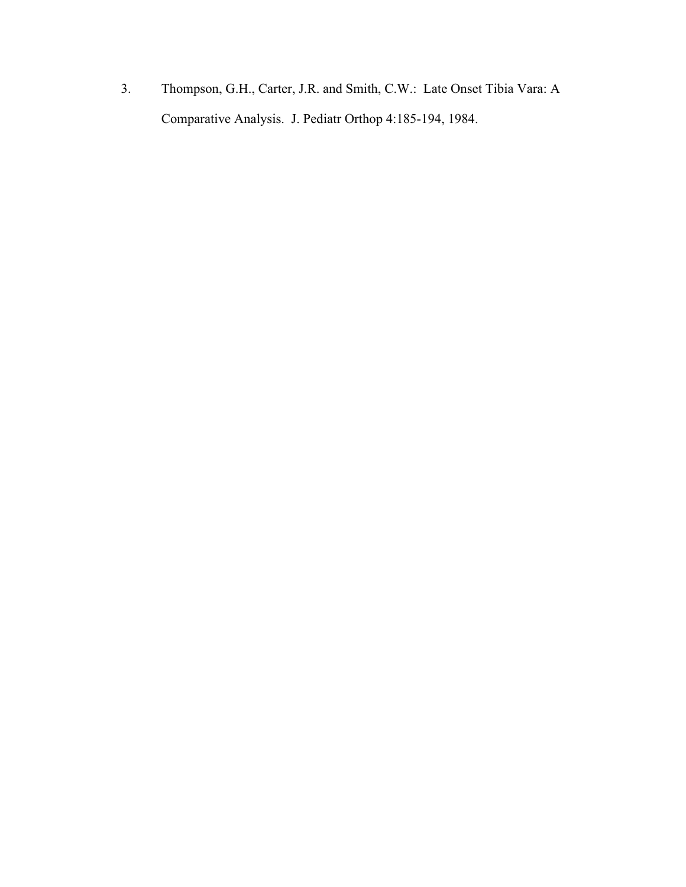3. Thompson, G.H., Carter, J.R. and Smith, C.W.: Late Onset Tibia Vara: A Comparative Analysis. J. Pediatr Orthop 4:185-194, 1984.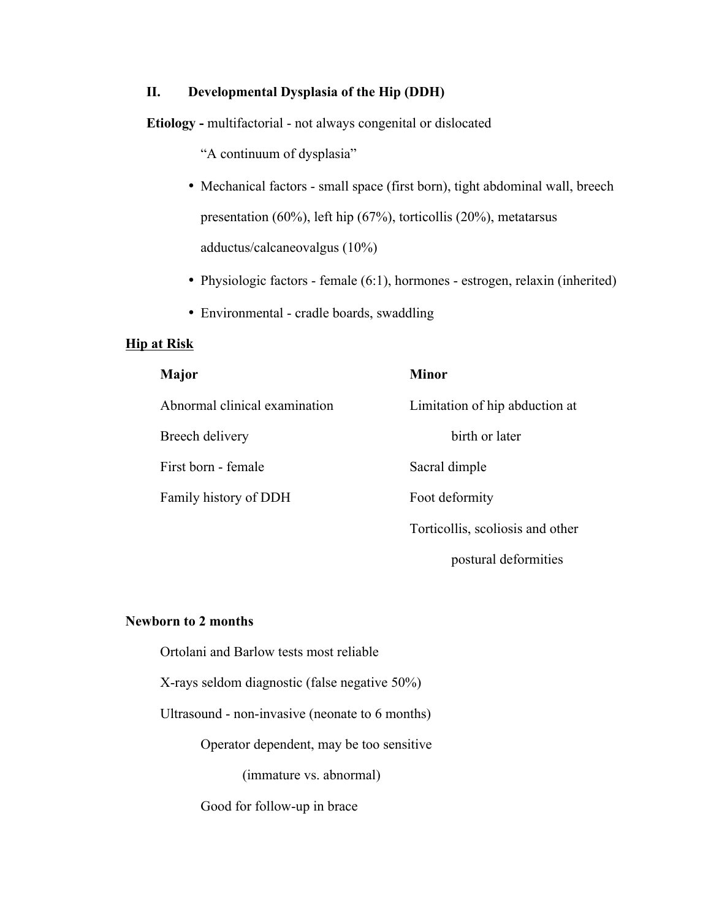## II. Developmental Dysplasia of the Hip (DDH)

**Etiology -** multifactorial - not always congenital or dislocated

"A continuum of dysplasia"

- Mechanical factors - small space (first born), tight abdominal wall, breech presentation (60%), left hip (67%), torticollis (20%), metatarsus adductus/calcaneovalgus (10%)
- Physiologic factors - female (6:1), hormones - estrogen, relaxin (inherited)
- Environmental - cradle boards, swaddling

**Hip at Risk**

| **Major** | **Minor** |
|---|---|
| Abnormal clinical examination | Limitation of hip abduction at birth or later |
| Breech delivery | Sacral dimple |
| First born - female | Foot deformity |
| Family history of DDH | Torticollis, scoliosis and other postural deformities |

**Newborn to 2 months**

Ortolani and Barlow tests most reliable

X-rays seldom diagnostic (false negative 50%)

Ultrasound - non-invasive (neonate to 6 months)

Operator dependent, may be too sensitive (immature vs. abnormal)

Good for follow-up in brace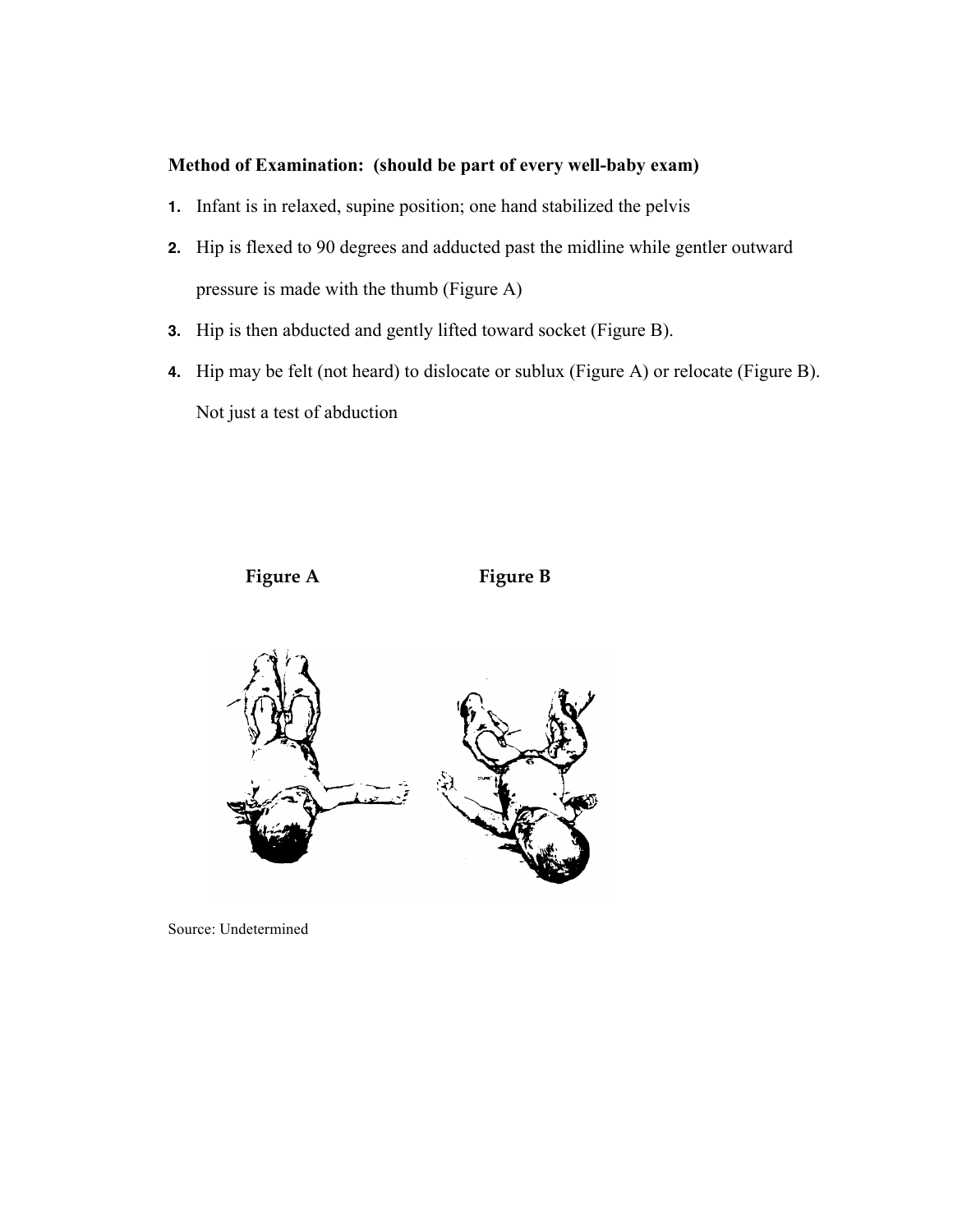**Method of Examination: (should be part of every well-baby exam)**

1. Infant is in relaxed, supine position; one hand stabilized the pelvis
2. Hip is flexed to 90 degrees and adducted past the midline while gentler outward pressure is made with the thumb (Figure A)
3. Hip is then abducted and gently lifted toward socket (Figure B).
4. Hip may be felt (not heard) to dislocate or sublux (Figure A) or relocate (Figure B). Not just a test of abduction

**Figure A** **Figure B**

Source: Undetermined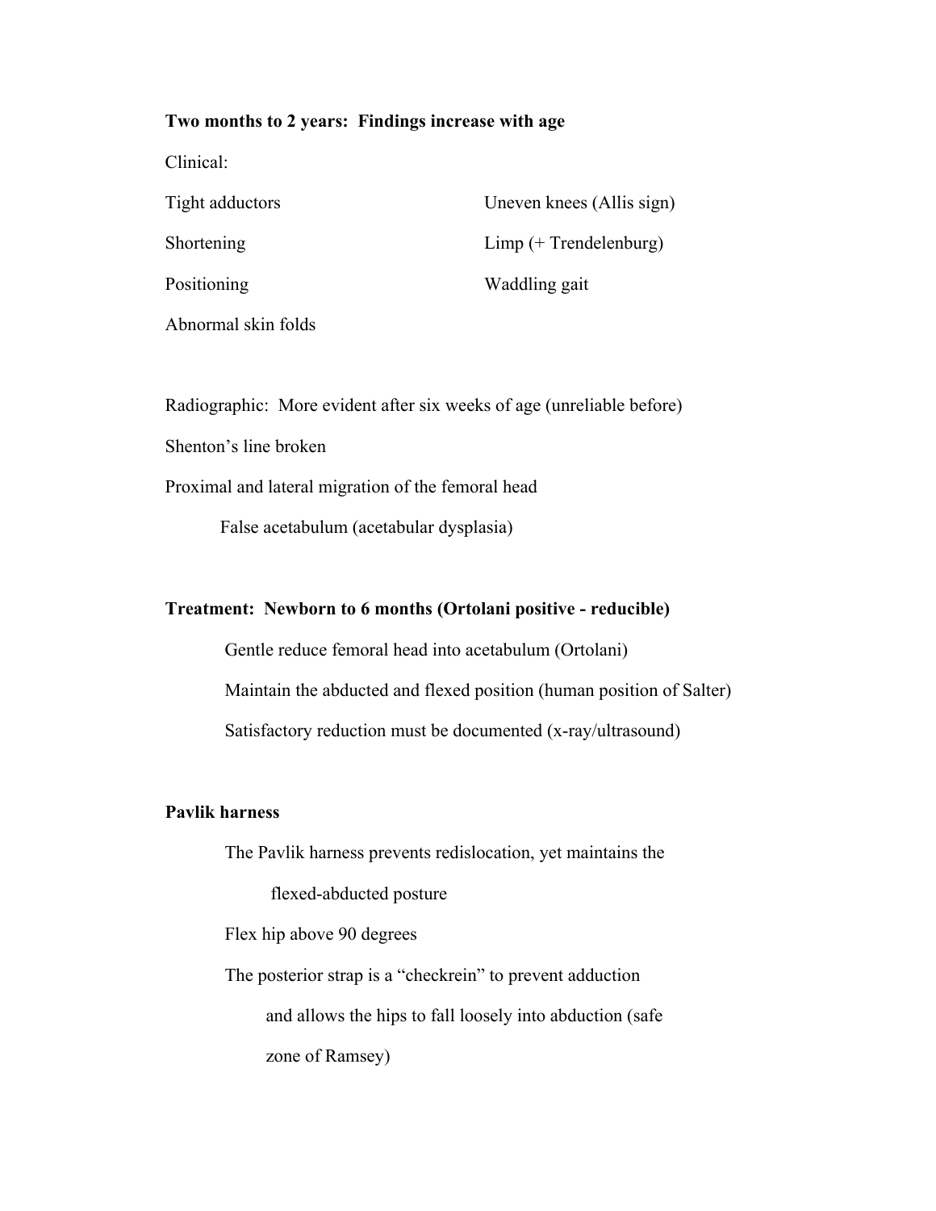**Two months to 2 years: Findings increase with age**

Clinical:

- Tight adductors
- Shortening
- Positioning
- Abnormal skin folds
- Uneven knees (Allis sign)
- Limp (+ Trendelenburg)
- Waddling gait

Radiographic: More evident after six weeks of age (unreliable before)

Shenton's line broken

Proximal and lateral migration of the femoral head

- False acetabulum (acetabular dysplasia)

**Treatment: Newborn to 6 months (Ortolani positive - reducible)**

- Gentle reduce femoral head into acetabulum (Ortolani)
- Maintain the abducted and flexed position (human position of Salter)
- Satisfactory reduction must be documented (x-ray/ultrasound)

**Pavlik harness**

- The Pavlik harness prevents redislocation, yet maintains the flexed-abducted posture
- Flex hip above 90 degrees
- The posterior strap is a "checkrein" to prevent adduction and allows the hips to fall loosely into abduction (safe zone of Ramsey)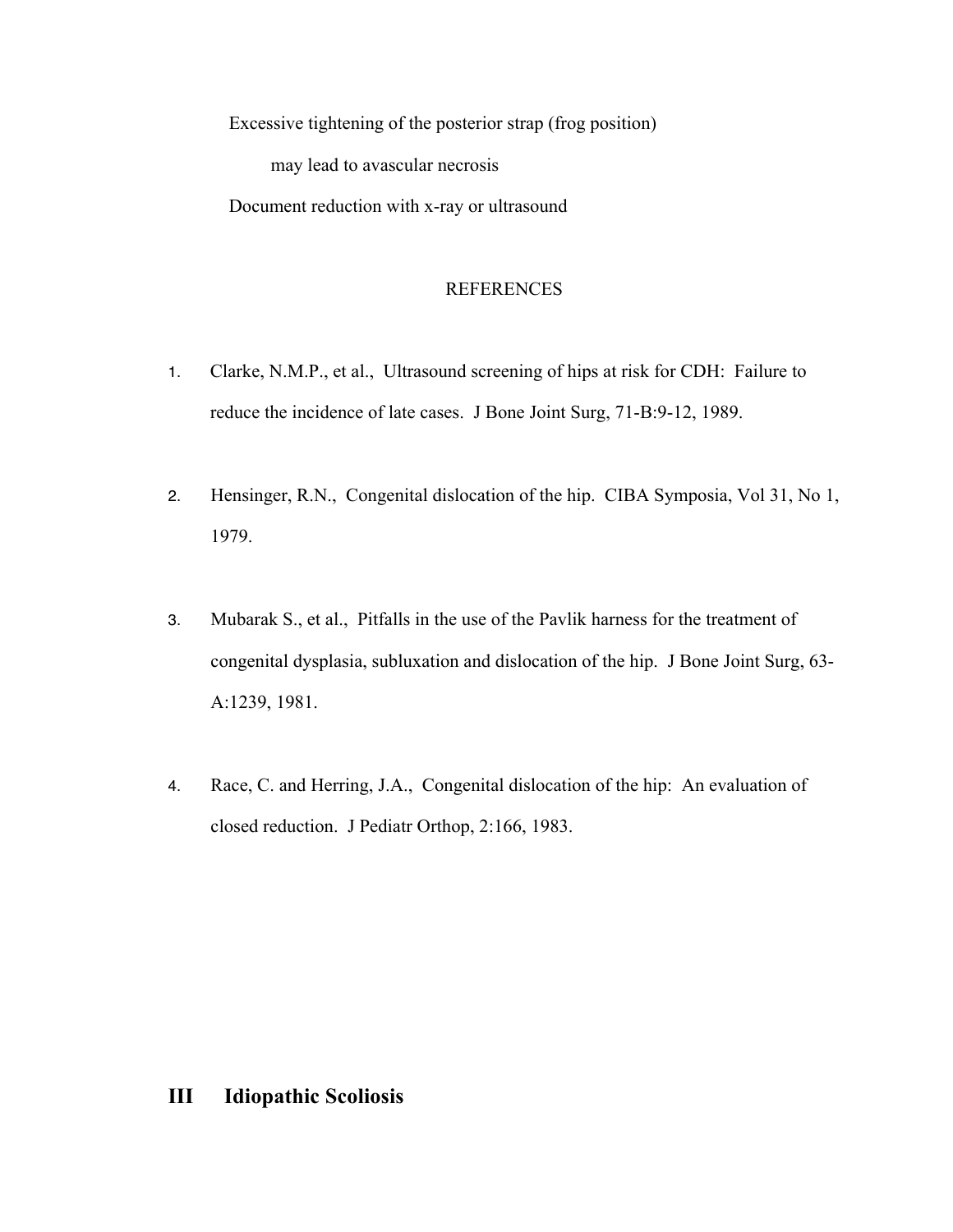Excessive tightening of the posterior strap (frog position)

may lead to avascular necrosis

Document reduction with x-ray or ultrasound

REFERENCES

1. Clarke, N.M.P., et al., Ultrasound screening of hips at risk for CDH: Failure to reduce the incidence of late cases. J Bone Joint Surg, 71-B:9-12, 1989.

2. Hensinger, R.N., Congenital dislocation of the hip. CIBA Symposia, Vol 31, No 1, 1979.

3. Mubarak S., et al., Pitfalls in the use of the Pavlik harness for the treatment of congenital dysplasia, subluxation and dislocation of the hip. J Bone Joint Surg, 63-A:1239, 1981.

4. Race, C. and Herring, J.A., Congenital dislocation of the hip: An evaluation of closed reduction. J Pediatr Orthop, 2:166, 1983.

## III Idiopathic Scoliosis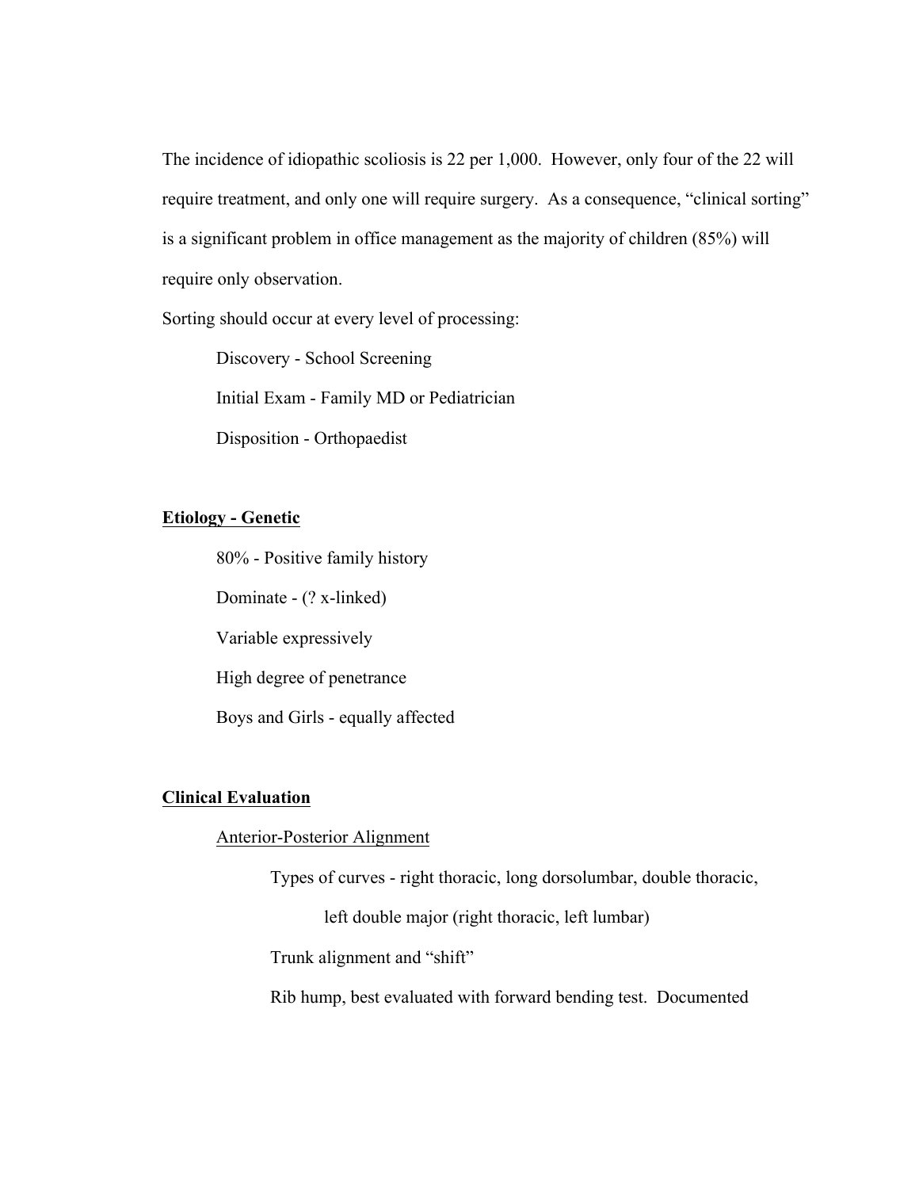The incidence of idiopathic scoliosis is 22 per 1,000. However, only four of the 22 will require treatment, and only one will require surgery. As a consequence, "clinical sorting" is a significant problem in office management as the majority of children (85%) will require only observation.

Sorting should occur at every level of processing:

- Discovery - School Screening
- Initial Exam - Family MD or Pediatrician
- Disposition - Orthopaedist

**<u>Etiology - Genetic</u>**

- 80% - Positive family history
- Dominate - (? x-linked)
- Variable expressively
- High degree of penetrance
- Boys and Girls - equally affected

**<u>Clinical Evaluation</u>**

<u>Anterior-Posterior Alignment</u>

- Types of curves - right thoracic, long dorsolumbar, double thoracic, left double major (right thoracic, left lumbar)
- Trunk alignment and "shift"
- Rib hump, best evaluated with forward bending test. Documented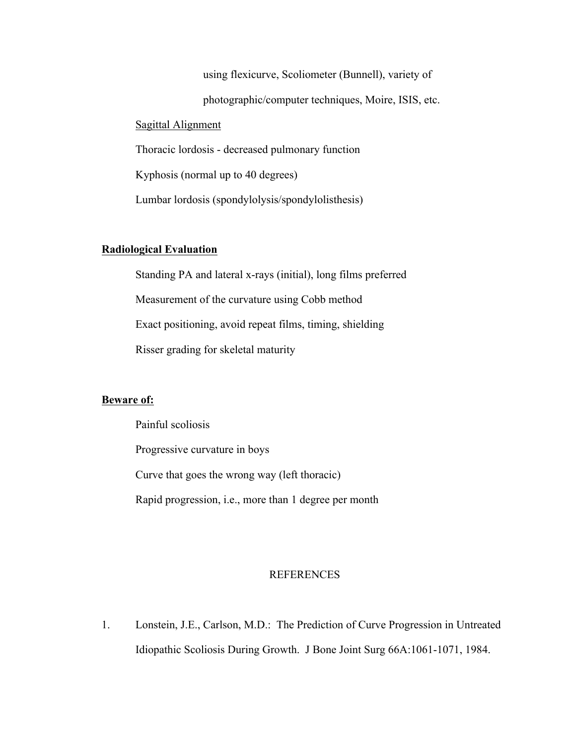using flexicurve, Scoliometer (Bunnell), variety of photographic/computer techniques, Moire, ISIS, etc.

Sagittal Alignment

Thoracic lordosis - decreased pulmonary function

Kyphosis (normal up to 40 degrees)

Lumbar lordosis (spondylolysis/spondylolisthesis)

## Radiological Evaluation

Standing PA and lateral x-rays (initial), long films preferred

Measurement of the curvature using Cobb method

Exact positioning, avoid repeat films, timing, shielding

Risser grading for skeletal maturity

## Beware of:

Painful scoliosis

Progressive curvature in boys

Curve that goes the wrong way (left thoracic)

Rapid progression, i.e., more than 1 degree per month

## REFERENCES

1. Lonstein, J.E., Carlson, M.D.: The Prediction of Curve Progression in Untreated Idiopathic Scoliosis During Growth. J Bone Joint Surg 66A:1061-1071, 1984.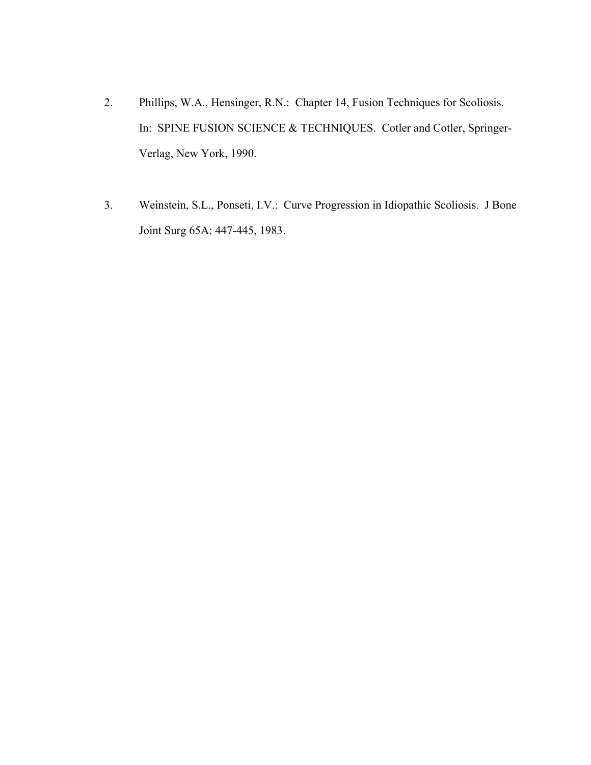2. Phillips, W.A., Hensinger, R.N.: Chapter 14, Fusion Techniques for Scoliosis. In: SPINE FUSION SCIENCE & TECHNIQUES. Cotler and Cotler, Springer-Verlag, New York, 1990.

3. Weinstein, S.L., Ponseti, I.V.: Curve Progression in Idiopathic Scoliosis. J Bone Joint Surg 65A: 447-445, 1983.